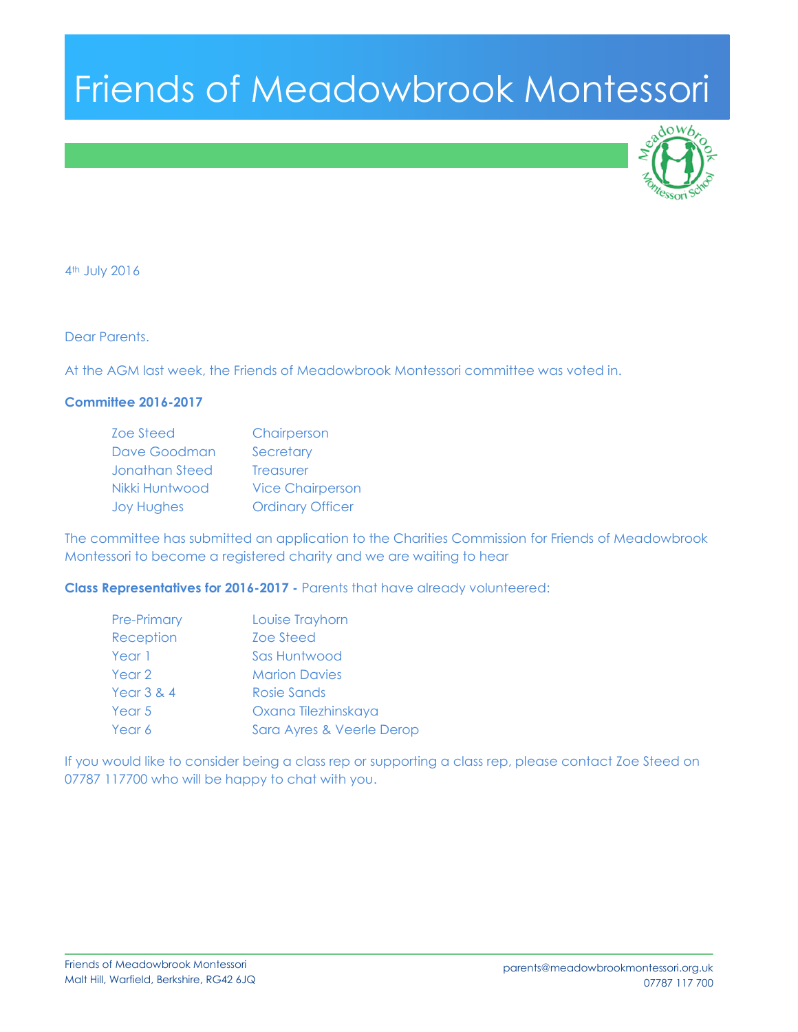# Friends of Meadowbrook Montessori

4th July 2016

Dear Parents.

At the AGM last week, the Friends of Meadowbrook Montessori committee was voted in.

**Committee 2016-2017**

| | |
|---|---|
| Zoe Steed | Chairperson |
| Dave Goodman | Secretary |
| Jonathan Steed | Treasurer |
| Nikki Huntwood | Vice Chairperson |
| Joy Hughes | Ordinary Officer |

The committee has submitted an application to the Charities Commission for Friends of Meadowbrook Montessori to become a registered charity and we are waiting to hear

**Class Representatives for 2016-2017 -** Parents that have already volunteered:

| | |
|---|---|
| Pre-Primary | Louise Trayhorn |
| Reception | Zoe Steed |
| Year 1 | Sas Huntwood |
| Year 2 | Marion Davies |
| Year 3 & 4 | Rosie Sands |
| Year 5 | Oxana Tilezhinskaya |
| Year 6 | Sara Ayres & Veerle Derop |

If you would like to consider being a class rep or supporting a class rep, please contact Zoe Steed on 07787 117700 who will be happy to chat with you.

Friends of Meadowbrook Montessori
Malt Hill, Warfield, Berkshire, RG42 6JQ

parents@meadowbrookmontessori.org.uk
07787 117 700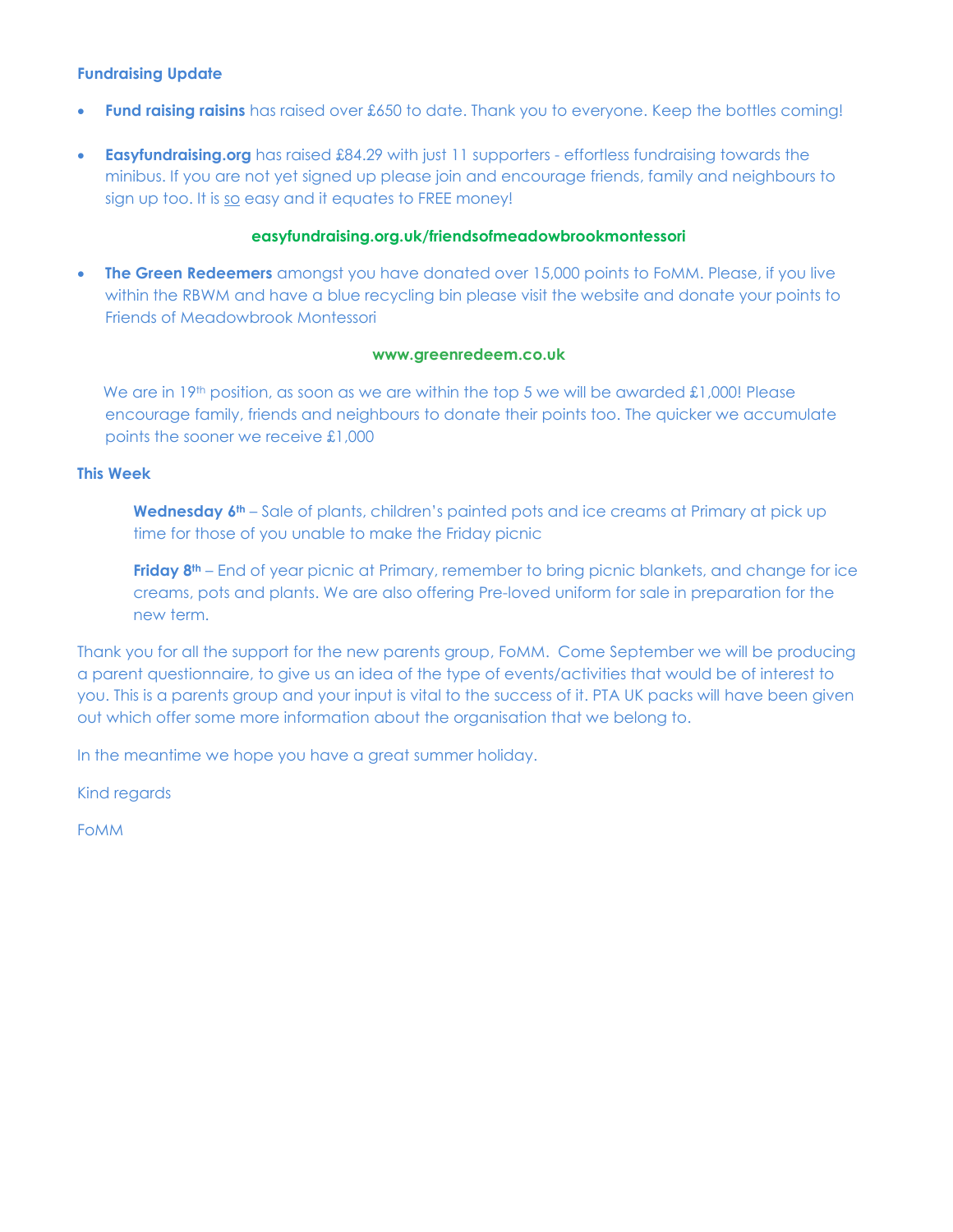**Fundraising Update**

- **Fund raising raisins** has raised over £650 to date. Thank you to everyone. Keep the bottles coming!

- **Easyfundraising.org** has raised £84.29 with just 11 supporters - effortless fundraising towards the minibus. If you are not yet signed up please join and encourage friends, family and neighbours to sign up too. It is so easy and it equates to FREE money!

**easyfundraising.org.uk/friendsofmeadowbrookmontessori**

- **The Green Redeemers** amongst you have donated over 15,000 points to FoMM. Please, if you live within the RBWM and have a blue recycling bin please visit the website and donate your points to Friends of Meadowbrook Montessori

**www.greenredeem.co.uk**

We are in 19th position, as soon as we are within the top 5 we will be awarded £1,000! Please encourage family, friends and neighbours to donate their points too. The quicker we accumulate points the sooner we receive £1,000

**This Week**

**Wednesday 6th** – Sale of plants, children's painted pots and ice creams at Primary at pick up time for those of you unable to make the Friday picnic

**Friday 8th** – End of year picnic at Primary, remember to bring picnic blankets, and change for ice creams, pots and plants. We are also offering Pre-loved uniform for sale in preparation for the new term.

Thank you for all the support for the new parents group, FoMM. Come September we will be producing a parent questionnaire, to give us an idea of the type of events/activities that would be of interest to you. This is a parents group and your input is vital to the success of it. PTA UK packs will have been given out which offer some more information about the organisation that we belong to.

In the meantime we hope you have a great summer holiday.

Kind regards

FoMM